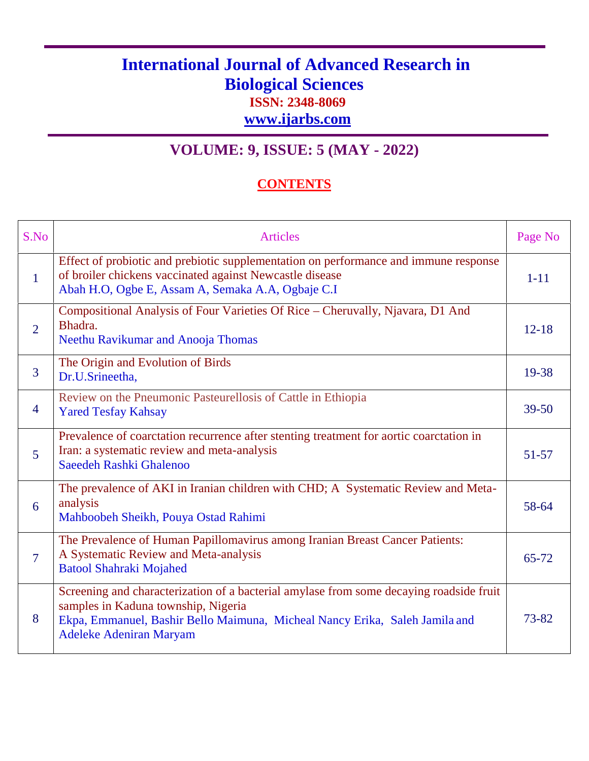# International Journal of Advanced Research in Biological Sciences

**ISSN: 2348-8069**

**www.ijarbs.com**

## VOLUME: 9, ISSUE: 5 (MAY - 2022)

## CONTENTS

| S.No | Articles | Page No |
|---|---|---|
| 1 | Effect of probiotic and prebiotic supplementation on performance and immune response of broiler chickens vaccinated against Newcastle disease<br>Abah H.O, Ogbe E, Assam A, Semaka A.A, Ogbaje C.I | 1-11 |
| 2 | Compositional Analysis of Four Varieties Of Rice – Cheruvally, Njavara, D1 And Bhadra.<br>Neethu Ravikumar and Anooja Thomas | 12-18 |
| 3 | The Origin and Evolution of Birds<br>Dr.U.Srineetha, | 19-38 |
| 4 | Review on the Pneumonic Pasteurellosis of Cattle in Ethiopia<br>Yared Tesfay Kahsay | 39-50 |
| 5 | Prevalence of coarctation recurrence after stenting treatment for aortic coarctation in Iran: a systematic review and meta-analysis<br>Saeedeh Rashki Ghalenoo | 51-57 |
| 6 | The prevalence of AKI in Iranian children with CHD; A Systematic Review and Meta-analysis<br>Mahboobeh Sheikh, Pouya Ostad Rahimi | 58-64 |
| 7 | The Prevalence of Human Papillomavirus among Iranian Breast Cancer Patients: A Systematic Review and Meta-analysis<br>Batool Shahraki Mojahed | 65-72 |
| 8 | Screening and characterization of a bacterial amylase from some decaying roadside fruit samples in Kaduna township, Nigeria<br>Ekpa, Emmanuel, Bashir Bello Maimuna, Micheal Nancy Erika, Saleh Jamila and Adeleke Adeniran Maryam | 73-82 |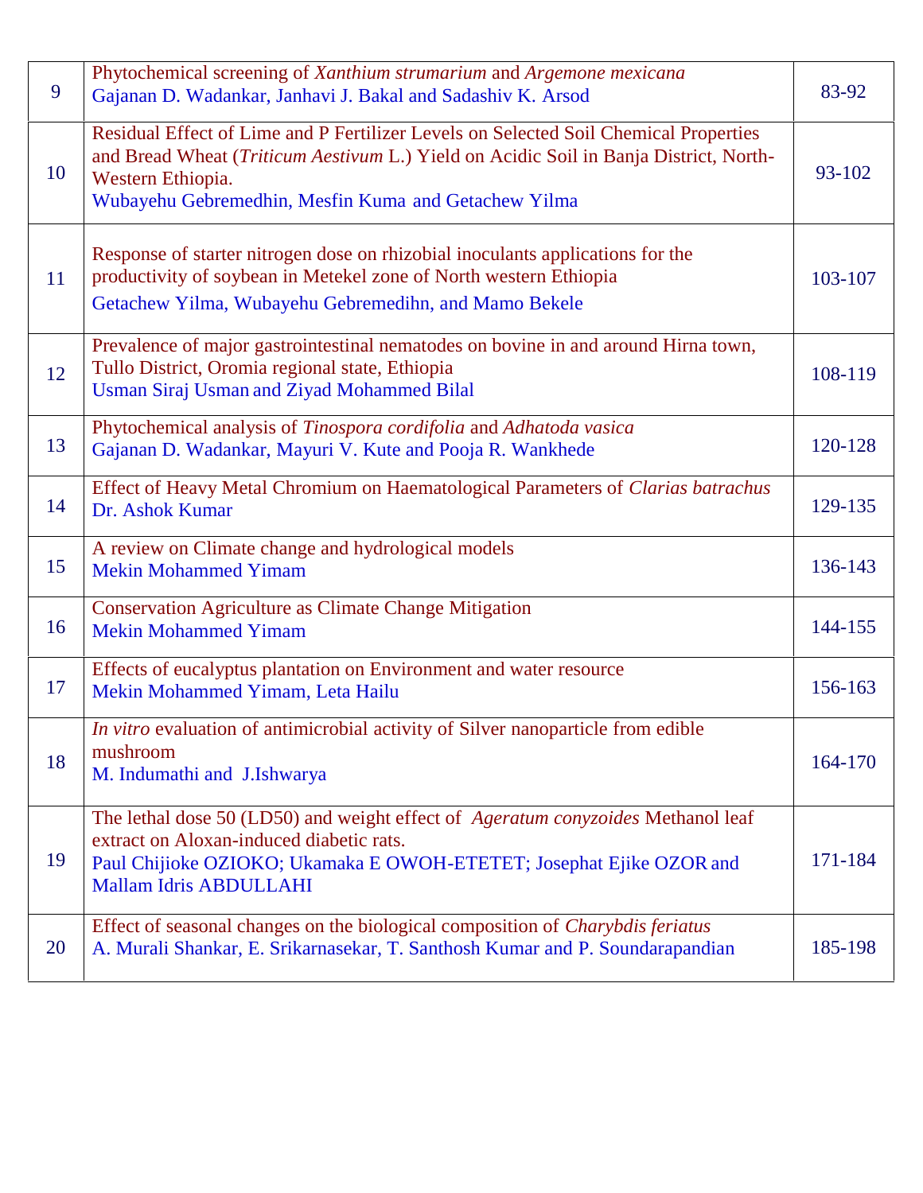| | | |
|---|---|---|
| 9 | Phytochemical screening of *Xanthium strumarium* and *Argemone mexicana*<br>Gajanan D. Wadankar, Janhavi J. Bakal and Sadashiv K. Arsod | 83-92 |
| 10 | Residual Effect of Lime and P Fertilizer Levels on Selected Soil Chemical Properties and Bread Wheat (*Triticum Aestivum* L.) Yield on Acidic Soil in Banja District, North-Western Ethiopia.<br>Wubayehu Gebremedhin, Mesfin Kuma and Getachew Yilma | 93-102 |
| 11 | Response of starter nitrogen dose on rhizobial inoculants applications for the productivity of soybean in Metekel zone of North western Ethiopia<br>Getachew Yilma, Wubayehu Gebremedihn, and Mamo Bekele | 103-107 |
| 12 | Prevalence of major gastrointestinal nematodes on bovine in and around Hirna town, Tullo District, Oromia regional state, Ethiopia<br>Usman Siraj Usman and Ziyad Mohammed Bilal | 108-119 |
| 13 | Phytochemical analysis of *Tinospora cordifolia* and *Adhatoda vasica*<br>Gajanan D. Wadankar, Mayuri V. Kute and Pooja R. Wankhede | 120-128 |
| 14 | Effect of Heavy Metal Chromium on Haematological Parameters of *Clarias batrachus*<br>Dr. Ashok Kumar | 129-135 |
| 15 | A review on Climate change and hydrological models<br>Mekin Mohammed Yimam | 136-143 |
| 16 | Conservation Agriculture as Climate Change Mitigation<br>Mekin Mohammed Yimam | 144-155 |
| 17 | Effects of eucalyptus plantation on Environment and water resource<br>Mekin Mohammed Yimam, Leta Hailu | 156-163 |
| 18 | *In vitro* evaluation of antimicrobial activity of Silver nanoparticle from edible mushroom<br>M. Indumathi and J.Ishwarya | 164-170 |
| 19 | The lethal dose 50 (LD50) and weight effect of *Ageratum conyzoides* Methanol leaf extract on Aloxan-induced diabetic rats.<br>Paul Chijioke OZIOKO; Ukamaka E OWOH-ETETET; Josephat Ejike OZOR and Mallam Idris ABDULLAHI | 171-184 |
| 20 | Effect of seasonal changes on the biological composition of *Charybdis feriatus*<br>A. Murali Shankar, E. Srikarnasekar, T. Santhosh Kumar and P. Soundarapandian | 185-198 |